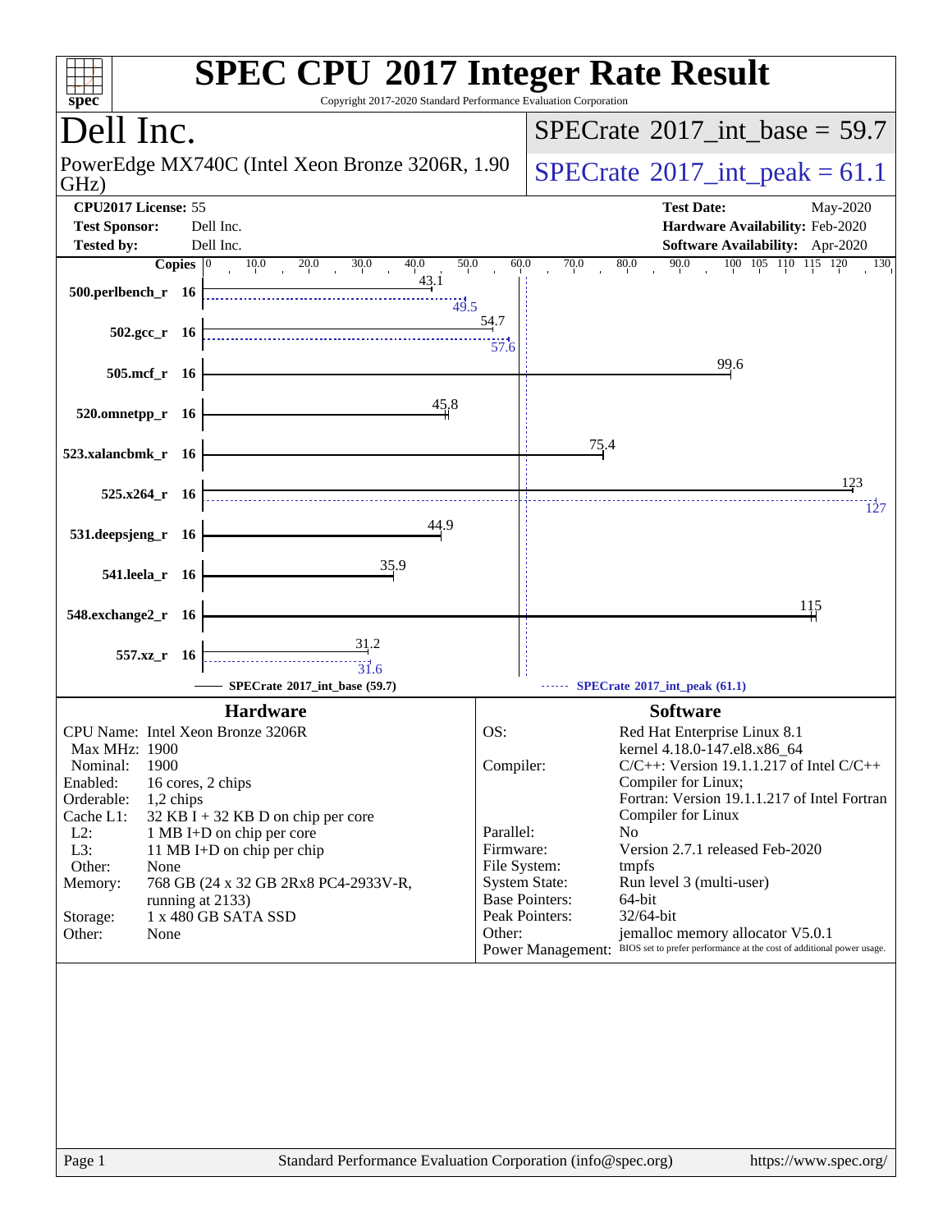# SPEC CPU 2017 Integer Rate Result

Copyright 2017-2020 Standard Performance Evaluation Corporation

## Dell Inc.

PowerEdge MX740C (Intel Xeon Bronze 3206R, 1.90 GHz)

**SPECrate 2017_int_base = 59.7**

**SPECrate 2017_int_peak = 61.1**

| | | | |
|---|---|---|---|
| **CPU2017 License:** | 55 | **Test Date:** | May-2020 |
| **Test Sponsor:** | Dell Inc. | **Hardware Availability:** | Feb-2020 |
| **Tested by:** | Dell Inc. | **Software Availability:** | Apr-2020 |

| Benchmark | Copies | Base | Peak |
|---|---|---|---|
| 500.perlbench_r | 16 | 43.1 | 49.5 |
| 502.gcc_r | 16 | 54.7 | 57.6 |
| 505.mcf_r | 16 | 99.6 | |
| 520.omnetpp_r | 16 | 45.8 | |
| 523.xalancbmk_r | 16 | 75.4 | |
| 525.x264_r | 16 | 123 | 127 |
| 531.deepsjeng_r | 16 | 44.9 | |
| 541.leela_r | 16 | 35.9 | |
| 548.exchange2_r | 16 | 115 | |
| 557.xz_r | 16 | 31.2 | 31.6 |

SPECrate 2017_int_base (59.7) — SPECrate 2017_int_peak (61.1)

### Hardware

| | |
|---|---|
| CPU Name: | Intel Xeon Bronze 3206R |
| Max MHz: | 1900 |
| Nominal: | 1900 |
| Enabled: | 16 cores, 2 chips |
| Orderable: | 1,2 chips |
| Cache L1: | 32 KB I + 32 KB D on chip per core |
| L2: | 1 MB I+D on chip per core |
| L3: | 11 MB I+D on chip per chip |
| Other: | None |
| Memory: | 768 GB (24 x 32 GB 2Rx8 PC4-2933V-R, running at 2133) |
| Storage: | 1 x 480 GB SATA SSD |
| Other: | None |

### Software

| | |
|---|---|
| OS: | Red Hat Enterprise Linux 8.1 kernel 4.18.0-147.el8.x86_64 |
| Compiler: | C/C++: Version 19.1.1.217 of Intel C/C++ Compiler for Linux; Fortran: Version 19.1.1.217 of Intel Fortran Compiler for Linux |
| Parallel: | No |
| Firmware: | Version 2.7.1 released Feb-2020 |
| File System: | tmpfs |
| System State: | Run level 3 (multi-user) |
| Base Pointers: | 64-bit |
| Peak Pointers: | 32/64-bit |
| Other: | jemalloc memory allocator V5.0.1 |
| Power Management: | BIOS set to prefer performance at the cost of additional power usage. |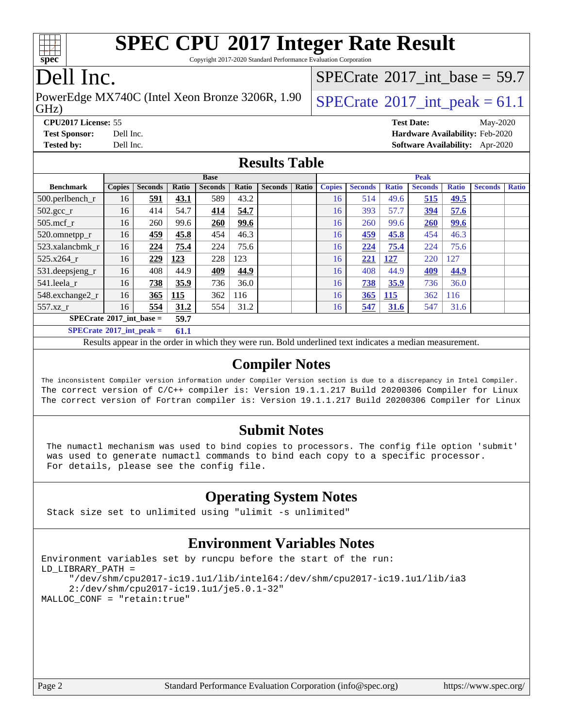# SPEC CPU 2017 Integer Rate Result

Copyright 2017-2020 Standard Performance Evaluation Corporation

# Dell Inc.

PowerEdge MX740C (Intel Xeon Bronze 3206R, 1.90 GHz)

SPECrate 2017_int_base = 59.7

SPECrate 2017_int_peak = 61.1

**CPU2017 License:** 55
**Test Sponsor:** Dell Inc.
**Tested by:** Dell Inc.

**Test Date:** May-2020
**Hardware Availability:** Feb-2020
**Software Availability:** Apr-2020

## Results Table

| Benchmark | Base | | | | | | | Peak | | | | | | |
|---|---|---|---|---|---|---|---|---|---|---|---|---|---|---|
| | Copies | Seconds | Ratio | Seconds | Ratio | Seconds | Ratio | Copies | Seconds | Ratio | Seconds | Ratio | Seconds | Ratio |
| 500.perlbench_r | 16 | **591** | **43.1** | 589 | 43.2 | | | 16 | 514 | 49.6 | **515** | **49.5** | | |
| 502.gcc_r | 16 | 414 | 54.7 | **414** | **54.7** | | | 16 | 393 | 57.7 | **394** | **57.6** | | |
| 505.mcf_r | 16 | 260 | 99.6 | **260** | **99.6** | | | 16 | 260 | 99.6 | **260** | **99.6** | | |
| 520.omnetpp_r | 16 | **459** | **45.8** | 454 | 46.3 | | | 16 | **459** | **45.8** | 454 | 46.3 | | |
| 523.xalancbmk_r | 16 | **224** | **75.4** | 224 | 75.6 | | | 16 | **224** | **75.4** | 224 | 75.6 | | |
| 525.x264_r | 16 | **229** | **123** | 228 | 123 | | | 16 | **221** | **127** | 220 | 127 | | |
| 531.deepsjeng_r | 16 | 408 | 44.9 | **409** | **44.9** | | | 16 | 408 | 44.9 | **409** | **44.9** | | |
| 541.leela_r | 16 | **738** | **35.9** | 736 | 36.0 | | | 16 | **738** | **35.9** | 736 | 36.0 | | |
| 548.exchange2_r | 16 | **365** | **115** | 362 | 116 | | | 16 | **365** | **115** | 362 | 116 | | |
| 557.xz_r | 16 | **554** | **31.2** | 554 | 31.2 | | | 16 | **547** | **31.6** | 547 | 31.6 | | |

**SPECrate 2017_int_base = 59.7**

**SPECrate 2017_int_peak = 61.1**

Results appear in the order in which they were run. Bold underlined text indicates a median measurement.

## Compiler Notes

```
The inconsistent Compiler version information under Compiler Version section is due to a discrepancy in Intel Compiler.
The correct version of C/C++ compiler is: Version 19.1.1.217 Build 20200306 Compiler for Linux
The correct version of Fortran compiler is: Version 19.1.1.217 Build 20200306 Compiler for Linux
```

## Submit Notes

```
The numactl mechanism was used to bind copies to processors. The config file option 'submit'
was used to generate numactl commands to bind each copy to a specific processor.
For details, please see the config file.
```

## Operating System Notes

```
Stack size set to unlimited using "ulimit -s unlimited"
```

## Environment Variables Notes

```
Environment variables set by runcpu before the start of the run:
LD_LIBRARY_PATH =
     "/dev/shm/cpu2017-ic19.1u1/lib/intel64:/dev/shm/cpu2017-ic19.1u1/lib/ia3
     2:/dev/shm/cpu2017-ic19.1u1/je5.0.1-32"
MALLOC_CONF = "retain:true"
```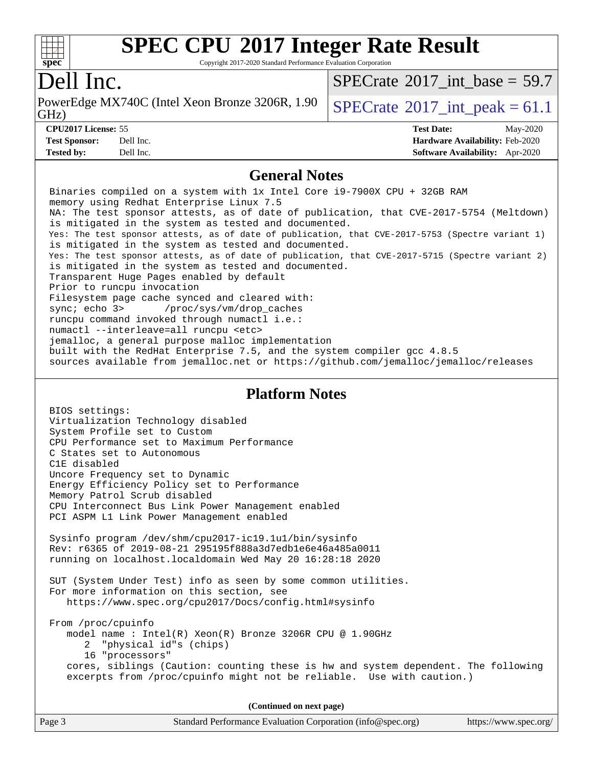# SPEC CPU 2017 Integer Rate Result

Copyright 2017-2020 Standard Performance Evaluation Corporation

## Dell Inc.

PowerEdge MX740C (Intel Xeon Bronze 3206R, 1.90 GHz)

SPECrate 2017_int_base = 59.7

SPECrate 2017_int_peak = 61.1

| | | | |
|---|---|---|---|
| **CPU2017 License:** | 55 | **Test Date:** | May-2020 |
| **Test Sponsor:** | Dell Inc. | **Hardware Availability:** | Feb-2020 |
| **Tested by:** | Dell Inc. | **Software Availability:** | Apr-2020 |

## General Notes

```
Binaries compiled on a system with 1x Intel Core i9-7900X CPU + 32GB RAM
memory using Redhat Enterprise Linux 7.5
NA: The test sponsor attests, as of date of publication, that CVE-2017-5754 (Meltdown)
is mitigated in the system as tested and documented.
Yes: The test sponsor attests, as of date of publication, that CVE-2017-5753 (Spectre variant 1)
is mitigated in the system as tested and documented.
Yes: The test sponsor attests, as of date of publication, that CVE-2017-5715 (Spectre variant 2)
is mitigated in the system as tested and documented.
Transparent Huge Pages enabled by default
Prior to runcpu invocation
Filesystem page cache synced and cleared with:
sync; echo 3>       /proc/sys/vm/drop_caches
runcpu command invoked through numactl i.e.:
numactl --interleave=all runcpu <etc>
jemalloc, a general purpose malloc implementation
built with the RedHat Enterprise 7.5, and the system compiler gcc 4.8.5
sources available from jemalloc.net or https://github.com/jemalloc/jemalloc/releases
```

## Platform Notes

```
BIOS settings:
Virtualization Technology disabled
System Profile set to Custom
CPU Performance set to Maximum Performance
C States set to Autonomous
C1E disabled
Uncore Frequency set to Dynamic
Energy Efficiency Policy set to Performance
Memory Patrol Scrub disabled
CPU Interconnect Bus Link Power Management enabled
PCI ASPM L1 Link Power Management enabled

Sysinfo program /dev/shm/cpu2017-ic19.1u1/bin/sysinfo
Rev: r6365 of 2019-08-21 295195f888a3d7edb1e6e46a485a0011
running on localhost.localdomain Wed May 20 16:28:18 2020

SUT (System Under Test) info as seen by some common utilities.
For more information on this section, see
   https://www.spec.org/cpu2017/Docs/config.html#sysinfo

From /proc/cpuinfo
   model name : Intel(R) Xeon(R) Bronze 3206R CPU @ 1.90GHz
      2  "physical id"s (chips)
      16 "processors"
   cores, siblings (Caution: counting these is hw and system dependent. The following
   excerpts from /proc/cpuinfo might not be reliable.  Use with caution.)
```

**(Continued on next page)**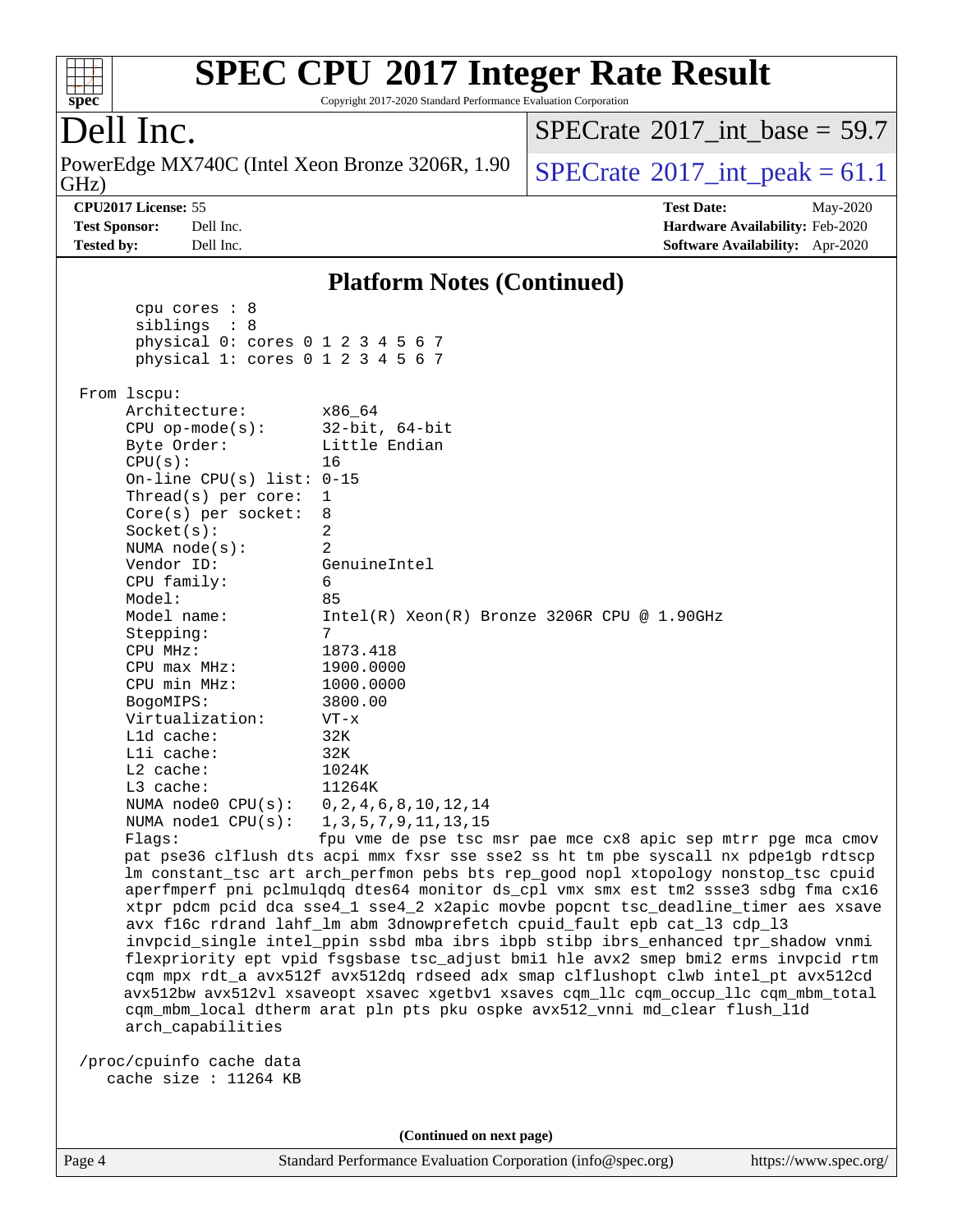# SPEC CPU 2017 Integer Rate Result

Copyright 2017-2020 Standard Performance Evaluation Corporation

## Dell Inc.

PowerEdge MX740C (Intel Xeon Bronze 3206R, 1.90 GHz)

SPECrate 2017_int_base = 59.7

SPECrate 2017_int_peak = 61.1

**CPU2017 License:** 55
**Test Sponsor:** Dell Inc.
**Tested by:** Dell Inc.

**Test Date:** May-2020
**Hardware Availability:** Feb-2020
**Software Availability:** Apr-2020

### Platform Notes (Continued)

```
       cpu cores : 8
       siblings  : 8
       physical 0: cores 0 1 2 3 4 5 6 7
       physical 1: cores 0 1 2 3 4 5 6 7

 From lscpu:
      Architecture:          x86_64
      CPU op-mode(s):        32-bit, 64-bit
      Byte Order:            Little Endian
      CPU(s):                16
      On-line CPU(s) list:   0-15
      Thread(s) per core:    1
      Core(s) per socket:    8
      Socket(s):             2
      NUMA node(s):          2
      Vendor ID:             GenuineIntel
      CPU family:            6
      Model:                 85
      Model name:            Intel(R) Xeon(R) Bronze 3206R CPU @ 1.90GHz
      Stepping:              7
      CPU MHz:               1873.418
      CPU max MHz:           1900.0000
      CPU min MHz:           1000.0000
      BogoMIPS:              3800.00
      Virtualization:        VT-x
      L1d cache:             32K
      L1i cache:             32K
      L2 cache:              1024K
      L3 cache:              11264K
      NUMA node0 CPU(s):     0,2,4,6,8,10,12,14
      NUMA node1 CPU(s):     1,3,5,7,9,11,13,15
      Flags:                 fpu vme de pse tsc msr pae mce cx8 apic sep mtrr pge mca cmov
      pat pse36 clflush dts acpi mmx fxsr sse sse2 ss ht tm pbe syscall nx pdpe1gb rdtscp
      lm constant_tsc art arch_perfmon pebs bts rep_good nopl xtopology nonstop_tsc cpuid
      aperfmperf pni pclmulqdq dtes64 monitor ds_cpl vmx smx est tm2 ssse3 sdbg fma cx16
      xtpr pdcm pcid dca sse4_1 sse4_2 x2apic movbe popcnt tsc_deadline_timer aes xsave
      avx f16c rdrand lahf_lm abm 3dnowprefetch cpuid_fault epb cat_l3 cdp_l3
      invpcid_single intel_ppin ssbd mba ibrs ibpb stibp ibrs_enhanced tpr_shadow vnmi
      flexpriority ept vpid fsgsbase tsc_adjust bmi1 hle avx2 smep bmi2 erms invpcid rtm
      cqm mpx rdt_a avx512f avx512dq rdseed adx smap clflushopt clwb intel_pt avx512cd
      avx512bw avx512vl xsaveopt xsavec xgetbv1 xsaves cqm_llc cqm_occup_llc cqm_mbm_total
      cqm_mbm_local dtherm arat pln pts pku ospke avx512_vnni md_clear flush_l1d
      arch_capabilities

 /proc/cpuinfo cache data
    cache size : 11264 KB
```

(Continued on next page)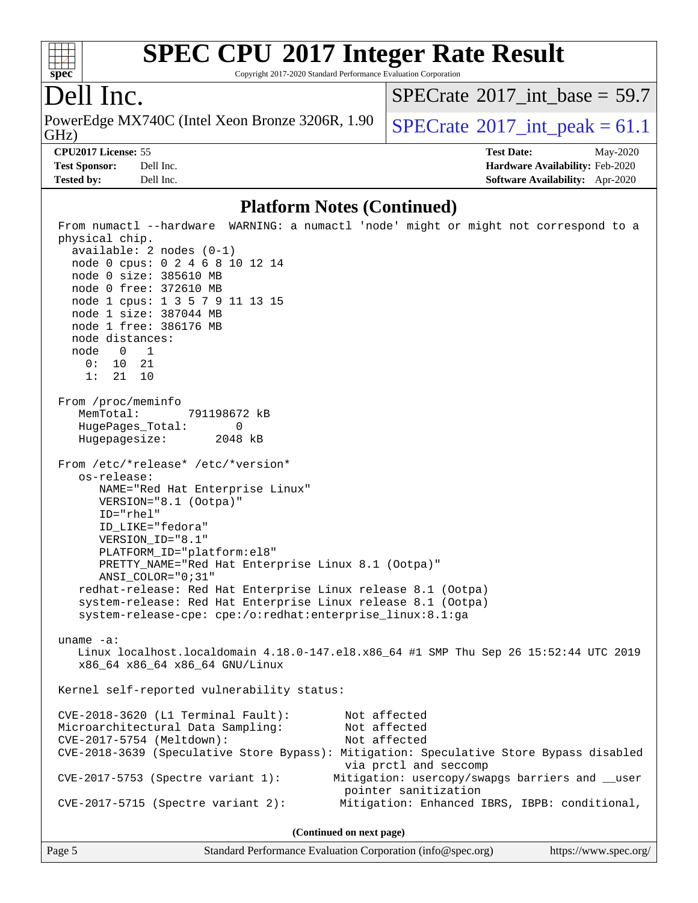# SPEC CPU 2017 Integer Rate Result

Copyright 2017-2020 Standard Performance Evaluation Corporation

## Dell Inc.

PowerEdge MX740C (Intel Xeon Bronze 3206R, 1.90 GHz)

SPECrate 2017_int_base = 59.7

SPECrate 2017_int_peak = 61.1

| | | | |
|---|---|---|---|
| **CPU2017 License:** | 55 | **Test Date:** | May-2020 |
| **Test Sponsor:** | Dell Inc. | **Hardware Availability:** | Feb-2020 |
| **Tested by:** | Dell Inc. | **Software Availability:** | Apr-2020 |

### Platform Notes (Continued)

```
From numactl --hardware  WARNING: a numactl 'node' might or might not correspond to a
physical chip.
  available: 2 nodes (0-1)
  node 0 cpus: 0 2 4 6 8 10 12 14
  node 0 size: 385610 MB
  node 0 free: 372610 MB
  node 1 cpus: 1 3 5 7 9 11 13 15
  node 1 size: 387044 MB
  node 1 free: 386176 MB
  node distances:
  node   0   1
    0:  10  21
    1:  21  10

From /proc/meminfo
   MemTotal:       791198672 kB
   HugePages_Total:       0
   Hugepagesize:       2048 kB

From /etc/*release* /etc/*version*
   os-release:
      NAME="Red Hat Enterprise Linux"
      VERSION="8.1 (Ootpa)"
      ID="rhel"
      ID_LIKE="fedora"
      VERSION_ID="8.1"
      PLATFORM_ID="platform:el8"
      PRETTY_NAME="Red Hat Enterprise Linux 8.1 (Ootpa)"
      ANSI_COLOR="0;31"
   redhat-release: Red Hat Enterprise Linux release 8.1 (Ootpa)
   system-release: Red Hat Enterprise Linux release 8.1 (Ootpa)
   system-release-cpe: cpe:/o:redhat:enterprise_linux:8.1:ga

uname -a:
   Linux localhost.localdomain 4.18.0-147.el8.x86_64 #1 SMP Thu Sep 26 15:52:44 UTC 2019
   x86_64 x86_64 x86_64 GNU/Linux

Kernel self-reported vulnerability status:

CVE-2018-3620 (L1 Terminal Fault):        Not affected
Microarchitectural Data Sampling:         Not affected
CVE-2017-5754 (Meltdown):                 Not affected
CVE-2018-3639 (Speculative Store Bypass): Mitigation: Speculative Store Bypass disabled
                                          via prctl and seccomp
CVE-2017-5753 (Spectre variant 1):        Mitigation: usercopy/swapgs barriers and __user
                                          pointer sanitization
CVE-2017-5715 (Spectre variant 2):        Mitigation: Enhanced IBRS, IBPB: conditional,
```

**(Continued on next page)**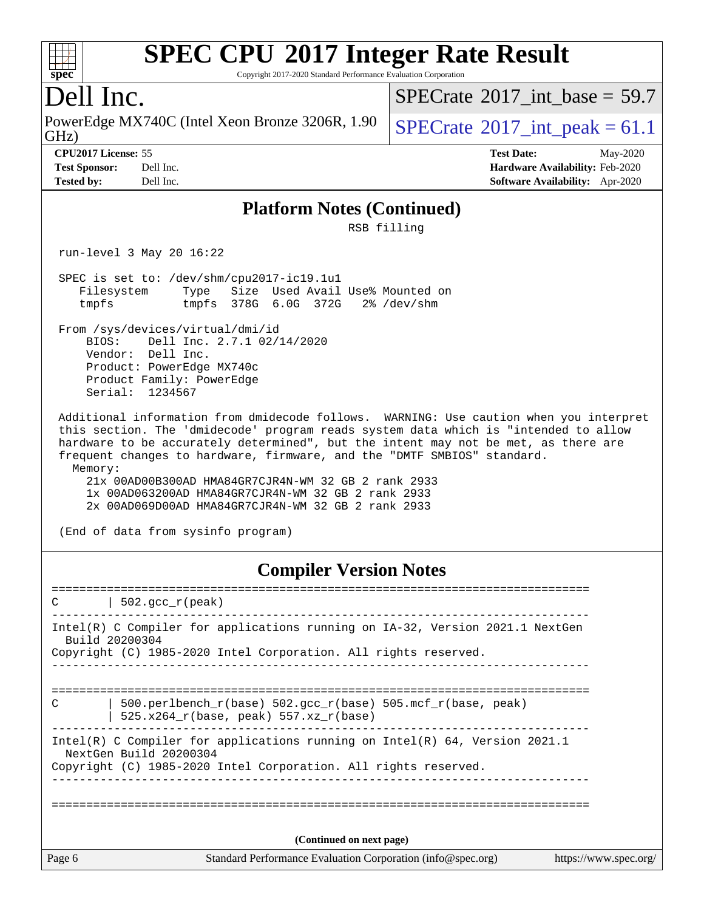# SPEC CPU 2017 Integer Rate Result

Copyright 2017-2020 Standard Performance Evaluation Corporation

## Dell Inc.

PowerEdge MX740C (Intel Xeon Bronze 3206R, 1.90 GHz)

SPECrate 2017_int_base = 59.7

SPECrate 2017_int_peak = 61.1

**CPU2017 License:** 55
**Test Sponsor:** Dell Inc.
**Tested by:** Dell Inc.

**Test Date:** May-2020
**Hardware Availability:** Feb-2020
**Software Availability:** Apr-2020

### Platform Notes (Continued)

```
                                   RSB filling

 run-level 3 May 20 16:22

 SPEC is set to: /dev/shm/cpu2017-ic19.1u1
    Filesystem     Type   Size  Used Avail Use% Mounted on
    tmpfs          tmpfs  378G  6.0G  372G   2% /dev/shm

 From /sys/devices/virtual/dmi/id
     BIOS:    Dell Inc. 2.7.1 02/14/2020
     Vendor:  Dell Inc.
     Product: PowerEdge MX740c
     Product Family: PowerEdge
     Serial:  1234567

 Additional information from dmidecode follows.  WARNING: Use caution when you interpret
 this section. The 'dmidecode' program reads system data which is "intended to allow
 hardware to be accurately determined", but the intent may not be met, as there are
 frequent changes to hardware, firmware, and the "DMTF SMBIOS" standard.
   Memory:
     21x 00AD00B300AD HMA84GR7CJR4N-WM 32 GB 2 rank 2933
     1x 00AD063200AD HMA84GR7CJR4N-WM 32 GB 2 rank 2933
     2x 00AD069D00AD HMA84GR7CJR4N-WM 32 GB 2 rank 2933

 (End of data from sysinfo program)
```

### Compiler Version Notes

```
==============================================================================
C       | 502.gcc_r(peak)
------------------------------------------------------------------------------
Intel(R) C Compiler for applications running on IA-32, Version 2021.1 NextGen
  Build 20200304
Copyright (C) 1985-2020 Intel Corporation. All rights reserved.
------------------------------------------------------------------------------

==============================================================================
C       | 500.perlbench_r(base) 502.gcc_r(base) 505.mcf_r(base, peak)
        | 525.x264_r(base, peak) 557.xz_r(base)
------------------------------------------------------------------------------
Intel(R) C Compiler for applications running on Intel(R) 64, Version 2021.1
  NextGen Build 20200304
Copyright (C) 1985-2020 Intel Corporation. All rights reserved.
------------------------------------------------------------------------------

==============================================================================
```

(Continued on next page)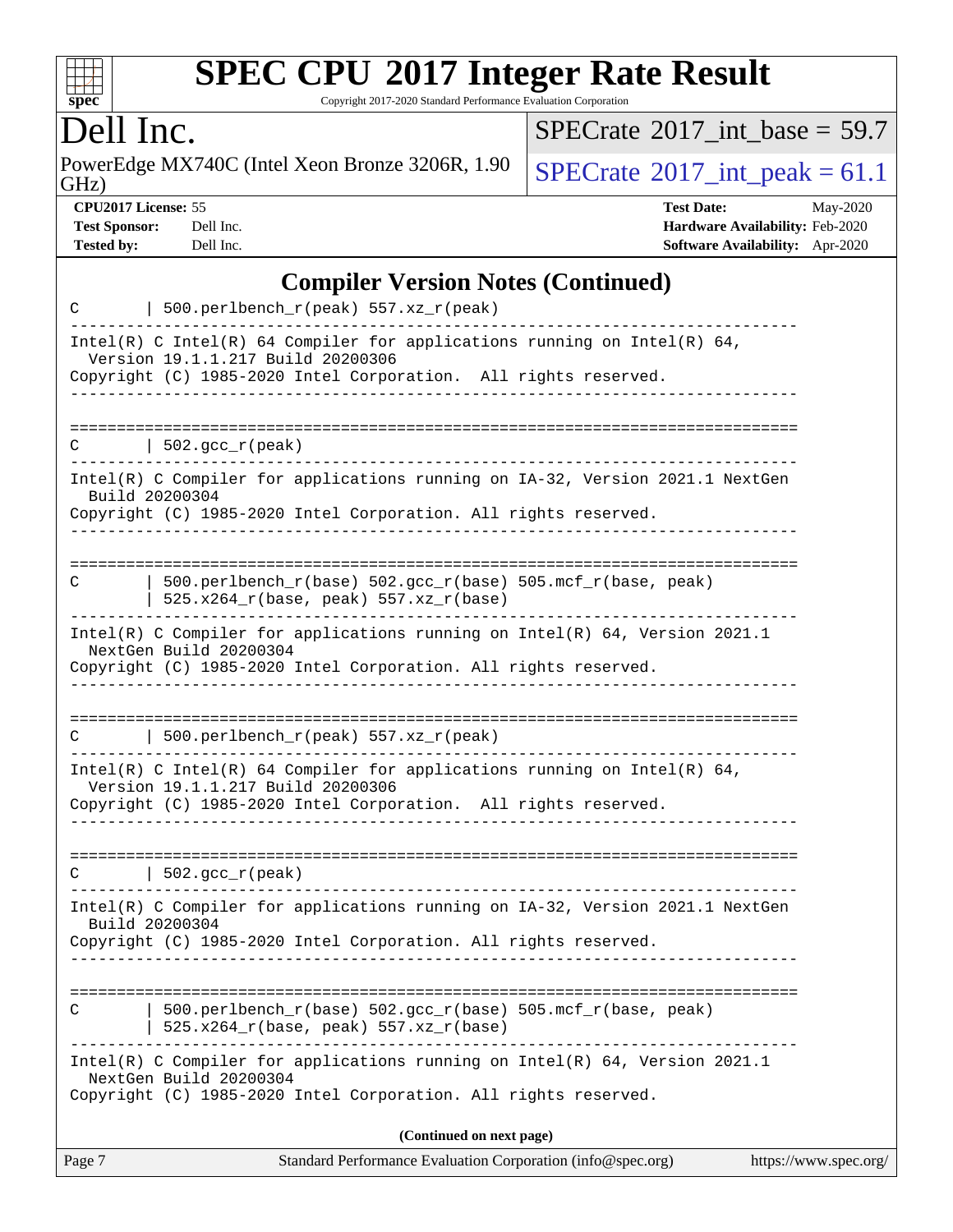## Compiler Version Notes (Continued)

```
C       | 500.perlbench_r(peak) 557.xz_r(peak)
------------------------------------------------------------------------------
Intel(R) C Intel(R) 64 Compiler for applications running on Intel(R) 64,
  Version 19.1.1.217 Build 20200306
Copyright (C) 1985-2020 Intel Corporation.  All rights reserved.
------------------------------------------------------------------------------

==============================================================================
C       | 502.gcc_r(peak)
------------------------------------------------------------------------------
Intel(R) C Compiler for applications running on IA-32, Version 2021.1 NextGen
  Build 20200304
Copyright (C) 1985-2020 Intel Corporation. All rights reserved.
------------------------------------------------------------------------------

==============================================================================
C       | 500.perlbench_r(base) 502.gcc_r(base) 505.mcf_r(base, peak)
        | 525.x264_r(base, peak) 557.xz_r(base)
------------------------------------------------------------------------------
Intel(R) C Compiler for applications running on Intel(R) 64, Version 2021.1
  NextGen Build 20200304
Copyright (C) 1985-2020 Intel Corporation. All rights reserved.
------------------------------------------------------------------------------

==============================================================================
C       | 500.perlbench_r(peak) 557.xz_r(peak)
------------------------------------------------------------------------------
Intel(R) C Intel(R) 64 Compiler for applications running on Intel(R) 64,
  Version 19.1.1.217 Build 20200306
Copyright (C) 1985-2020 Intel Corporation.  All rights reserved.
------------------------------------------------------------------------------

==============================================================================
C       | 502.gcc_r(peak)
------------------------------------------------------------------------------
Intel(R) C Compiler for applications running on IA-32, Version 2021.1 NextGen
  Build 20200304
Copyright (C) 1985-2020 Intel Corporation. All rights reserved.
------------------------------------------------------------------------------

==============================================================================
C       | 500.perlbench_r(base) 502.gcc_r(base) 505.mcf_r(base, peak)
        | 525.x264_r(base, peak) 557.xz_r(base)
------------------------------------------------------------------------------
Intel(R) C Compiler for applications running on Intel(R) 64, Version 2021.1
  NextGen Build 20200304
Copyright (C) 1985-2020 Intel Corporation. All rights reserved.
```

(Continued on next page)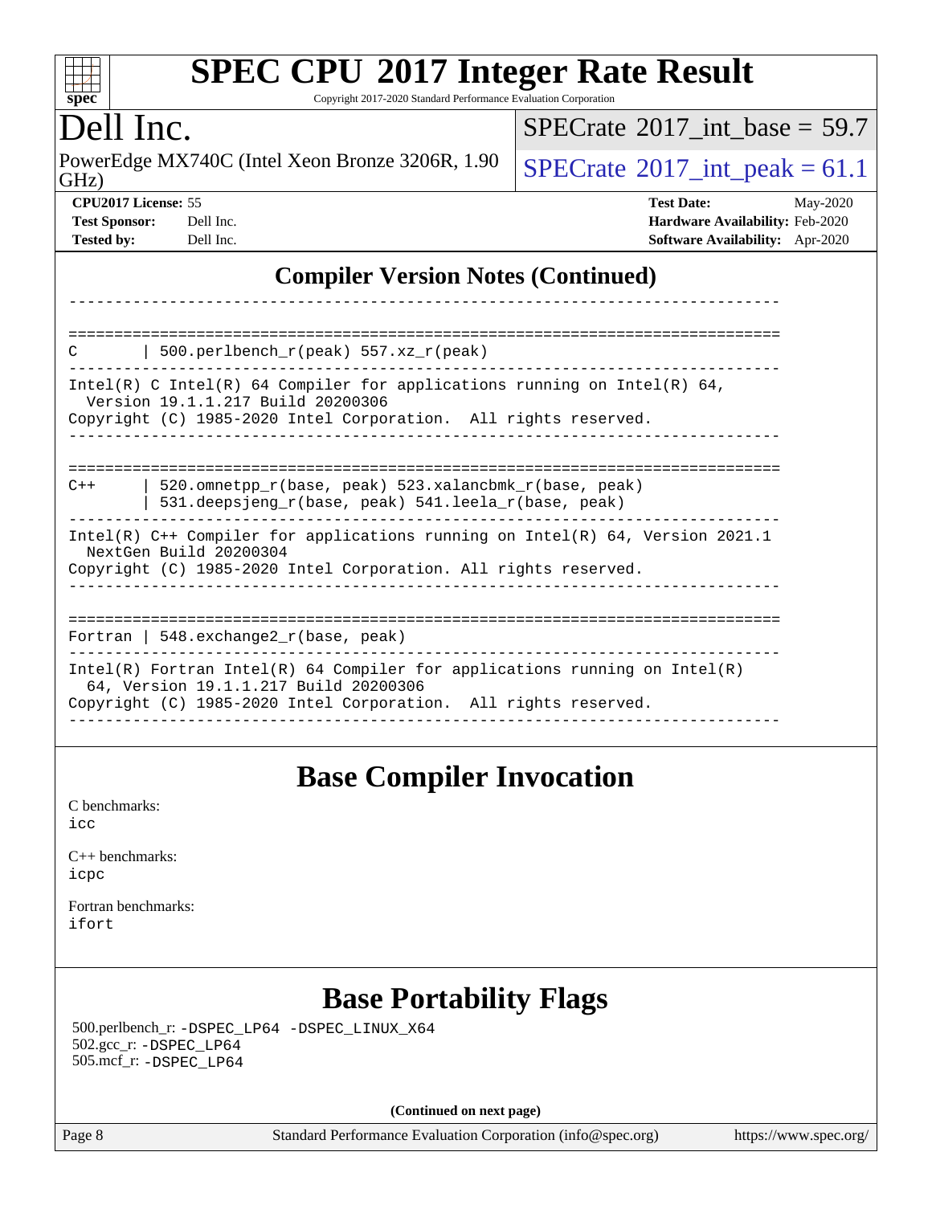## Compiler Version Notes (Continued)

```
------------------------------------------------------------------------------

==============================================================================
C       | 500.perlbench_r(peak) 557.xz_r(peak)
------------------------------------------------------------------------------
Intel(R) C Intel(R) 64 Compiler for applications running on Intel(R) 64,
  Version 19.1.1.217 Build 20200306
Copyright (C) 1985-2020 Intel Corporation.  All rights reserved.
------------------------------------------------------------------------------

==============================================================================
C++     | 520.omnetpp_r(base, peak) 523.xalancbmk_r(base, peak)
        | 531.deepsjeng_r(base, peak) 541.leela_r(base, peak)
------------------------------------------------------------------------------
Intel(R) C++ Compiler for applications running on Intel(R) 64, Version 2021.1
  NextGen Build 20200304
Copyright (C) 1985-2020 Intel Corporation. All rights reserved.
------------------------------------------------------------------------------

==============================================================================
Fortran | 548.exchange2_r(base, peak)
------------------------------------------------------------------------------
Intel(R) Fortran Intel(R) 64 Compiler for applications running on Intel(R)
  64, Version 19.1.1.217 Build 20200306
Copyright (C) 1985-2020 Intel Corporation.  All rights reserved.
------------------------------------------------------------------------------
```

## Base Compiler Invocation

C benchmarks:
icc

C++ benchmarks:
icpc

Fortran benchmarks:
ifort

## Base Portability Flags

500.perlbench_r: -DSPEC_LP64 -DSPEC_LINUX_X64
502.gcc_r: -DSPEC_LP64
505.mcf_r: -DSPEC_LP64

(Continued on next page)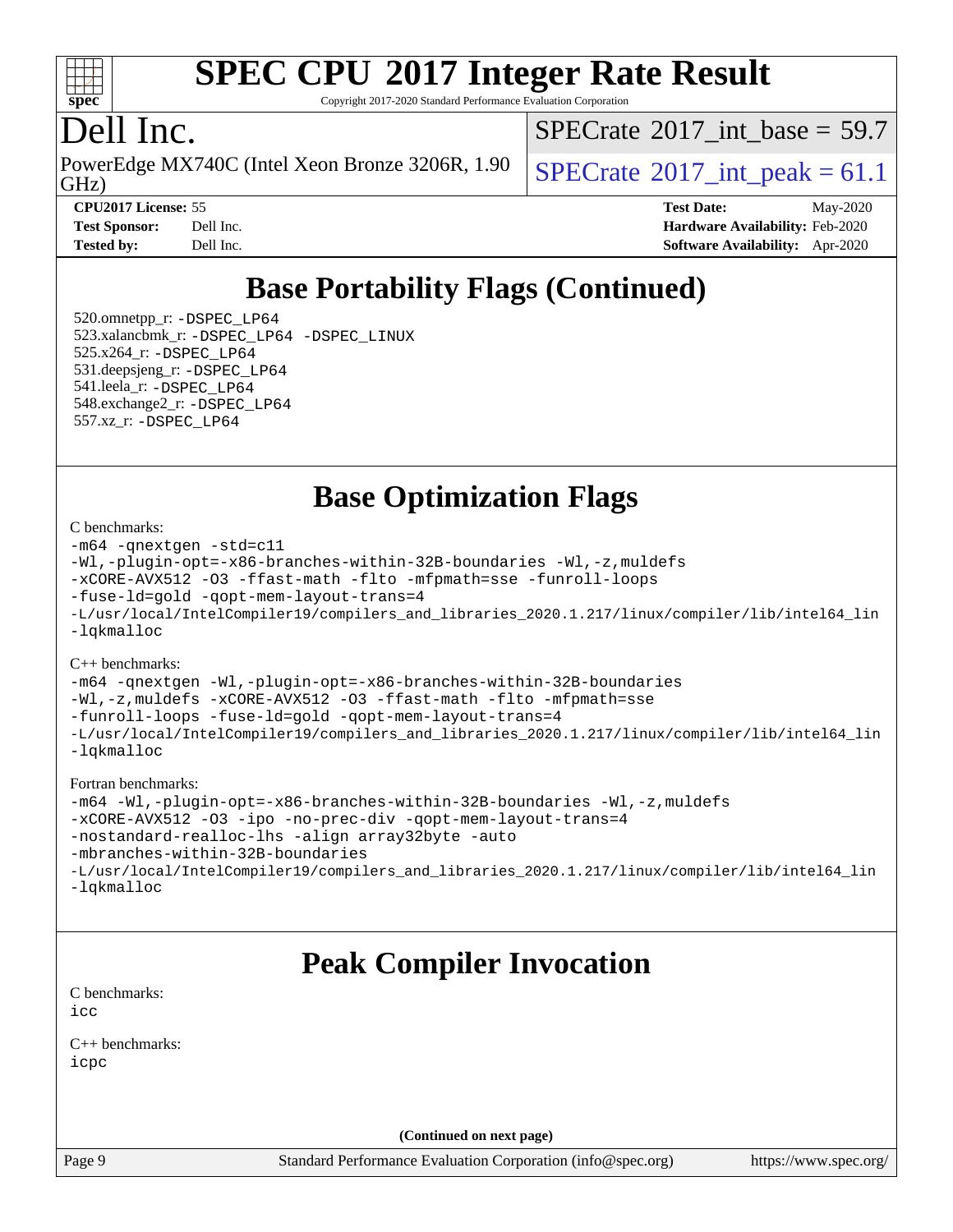# SPEC CPU 2017 Integer Rate Result

Copyright 2017-2020 Standard Performance Evaluation Corporation

## Dell Inc.

PowerEdge MX740C (Intel Xeon Bronze 3206R, 1.90 GHz)

SPECrate 2017_int_base = 59.7

SPECrate 2017_int_peak = 61.1

| | | | |
|---|---|---|---|
| **CPU2017 License:** | 55 | **Test Date:** | May-2020 |
| **Test Sponsor:** | Dell Inc. | **Hardware Availability:** | Feb-2020 |
| **Tested by:** | Dell Inc. | **Software Availability:** | Apr-2020 |

## Base Portability Flags (Continued)

520.omnetpp_r: -DSPEC_LP64
523.xalancbmk_r: -DSPEC_LP64 -DSPEC_LINUX
525.x264_r: -DSPEC_LP64
531.deepsjeng_r: -DSPEC_LP64
541.leela_r: -DSPEC_LP64
548.exchange2_r: -DSPEC_LP64
557.xz_r: -DSPEC_LP64

## Base Optimization Flags

C benchmarks:

```
-m64 -qnextgen -std=c11
-Wl,-plugin-opt=-x86-branches-within-32B-boundaries -Wl,-z,muldefs
-xCORE-AVX512 -O3 -ffast-math -flto -mfpmath=sse -funroll-loops
-fuse-ld=gold -qopt-mem-layout-trans=4
-L/usr/local/IntelCompiler19/compilers_and_libraries_2020.1.217/linux/compiler/lib/intel64_lin
-lqkmalloc
```

C++ benchmarks:

```
-m64 -qnextgen -Wl,-plugin-opt=-x86-branches-within-32B-boundaries
-Wl,-z,muldefs -xCORE-AVX512 -O3 -ffast-math -flto -mfpmath=sse
-funroll-loops -fuse-ld=gold -qopt-mem-layout-trans=4
-L/usr/local/IntelCompiler19/compilers_and_libraries_2020.1.217/linux/compiler/lib/intel64_lin
-lqkmalloc
```

Fortran benchmarks:

```
-m64 -Wl,-plugin-opt=-x86-branches-within-32B-boundaries -Wl,-z,muldefs
-xCORE-AVX512 -O3 -ipo -no-prec-div -qopt-mem-layout-trans=4
-nostandard-realloc-lhs -align array32byte -auto
-mbranches-within-32B-boundaries
-L/usr/local/IntelCompiler19/compilers_and_libraries_2020.1.217/linux/compiler/lib/intel64_lin
-lqkmalloc
```

## Peak Compiler Invocation

C benchmarks:
icc

C++ benchmarks:
icpc

(Continued on next page)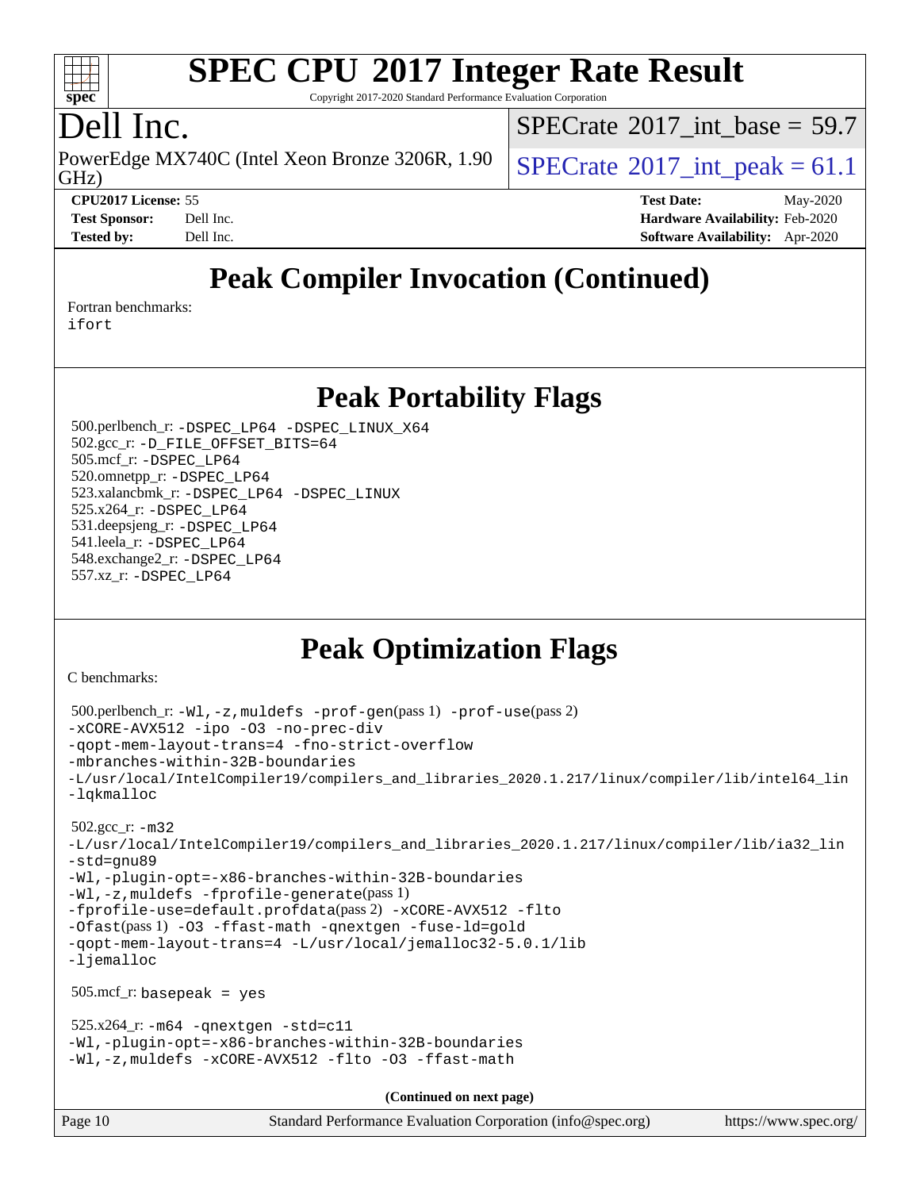# SPEC CPU 2017 Integer Rate Result

Copyright 2017-2020 Standard Performance Evaluation Corporation

# Dell Inc.

PowerEdge MX740C (Intel Xeon Bronze 3206R, 1.90 GHz)

SPECrate 2017_int_base = 59.7

SPECrate 2017_int_peak = 61.1

**CPU2017 License:** 55
**Test Sponsor:** Dell Inc.
**Tested by:** Dell Inc.

**Test Date:** May-2020
**Hardware Availability:** Feb-2020
**Software Availability:** Apr-2020

## Peak Compiler Invocation (Continued)

Fortran benchmarks:
`ifort`

## Peak Portability Flags

500.perlbench_r: `-DSPEC_LP64 -DSPEC_LINUX_X64`
502.gcc_r: `-D_FILE_OFFSET_BITS=64`
505.mcf_r: `-DSPEC_LP64`
520.omnetpp_r: `-DSPEC_LP64`
523.xalancbmk_r: `-DSPEC_LP64 -DSPEC_LINUX`
525.x264_r: `-DSPEC_LP64`
531.deepsjeng_r: `-DSPEC_LP64`
541.leela_r: `-DSPEC_LP64`
548.exchange2_r: `-DSPEC_LP64`
557.xz_r: `-DSPEC_LP64`

## Peak Optimization Flags

C benchmarks:

500.perlbench_r:
```
-Wl,-z,muldefs -prof-gen(pass 1) -prof-use(pass 2)
-xCORE-AVX512 -ipo -O3 -no-prec-div
-qopt-mem-layout-trans=4 -fno-strict-overflow
-mbranches-within-32B-boundaries
-L/usr/local/IntelCompiler19/compilers_and_libraries_2020.1.217/linux/compiler/lib/intel64_lin
-lqkmalloc
```

502.gcc_r:
```
-m32
-L/usr/local/IntelCompiler19/compilers_and_libraries_2020.1.217/linux/compiler/lib/ia32_lin
-std=gnu89
-Wl,-plugin-opt=-x86-branches-within-32B-boundaries
-Wl,-z,muldefs -fprofile-generate(pass 1)
-fprofile-use=default.profdata(pass 2) -xCORE-AVX512 -flto
-Ofast(pass 1) -O3 -ffast-math -qnextgen -fuse-ld=gold
-qopt-mem-layout-trans=4 -L/usr/local/jemalloc32-5.0.1/lib
-ljemalloc
```

505.mcf_r: `basepeak = yes`

525.x264_r:
```
-m64 -qnextgen -std=c11
-Wl,-plugin-opt=-x86-branches-within-32B-boundaries
-Wl,-z,muldefs -xCORE-AVX512 -flto -O3 -ffast-math
```

**(Continued on next page)**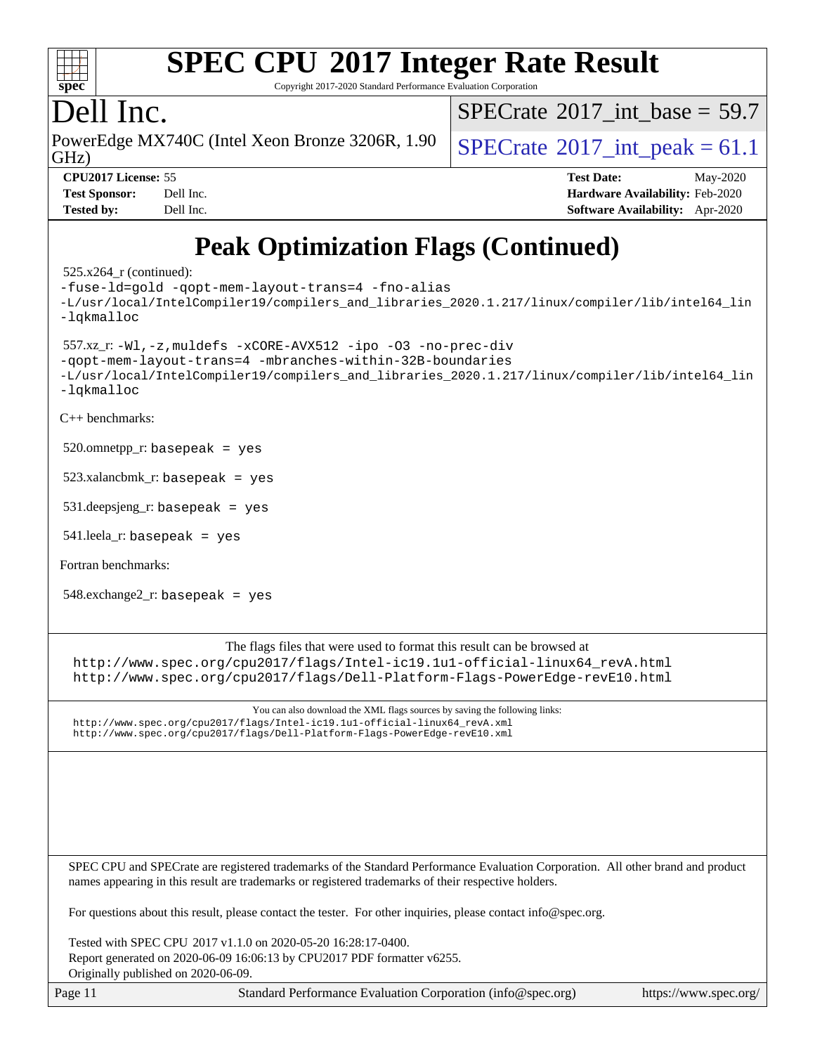# Peak Optimization Flags (Continued)

525.x264_r (continued):
-fuse-ld=gold -qopt-mem-layout-trans=4 -fno-alias
-L/usr/local/IntelCompiler19/compilers_and_libraries_2020.1.217/linux/compiler/lib/intel64_lin
-lqkmalloc

557.xz_r: -Wl,-z,muldefs -xCORE-AVX512 -ipo -O3 -no-prec-div
-qopt-mem-layout-trans=4 -mbranches-within-32B-boundaries
-L/usr/local/IntelCompiler19/compilers_and_libraries_2020.1.217/linux/compiler/lib/intel64_lin
-lqkmalloc

C++ benchmarks:

520.omnetpp_r: basepeak = yes

523.xalancbmk_r: basepeak = yes

531.deepsjeng_r: basepeak = yes

541.leela_r: basepeak = yes

Fortran benchmarks:

548.exchange2_r: basepeak = yes

The flags files that were used to format this result can be browsed at
http://www.spec.org/cpu2017/flags/Intel-ic19.1u1-official-linux64_revA.html
http://www.spec.org/cpu2017/flags/Dell-Platform-Flags-PowerEdge-revE10.html

You can also download the XML flags sources by saving the following links:
http://www.spec.org/cpu2017/flags/Intel-ic19.1u1-official-linux64_revA.xml
http://www.spec.org/cpu2017/flags/Dell-Platform-Flags-PowerEdge-revE10.xml

SPEC CPU and SPECrate are registered trademarks of the Standard Performance Evaluation Corporation. All other brand and product names appearing in this result are trademarks or registered trademarks of their respective holders.

For questions about this result, please contact the tester. For other inquiries, please contact info@spec.org.

Tested with SPEC CPU 2017 v1.1.0 on 2020-05-20 16:28:17-0400.
Report generated on 2020-06-09 16:06:13 by CPU2017 PDF formatter v6255.
Originally published on 2020-06-09.